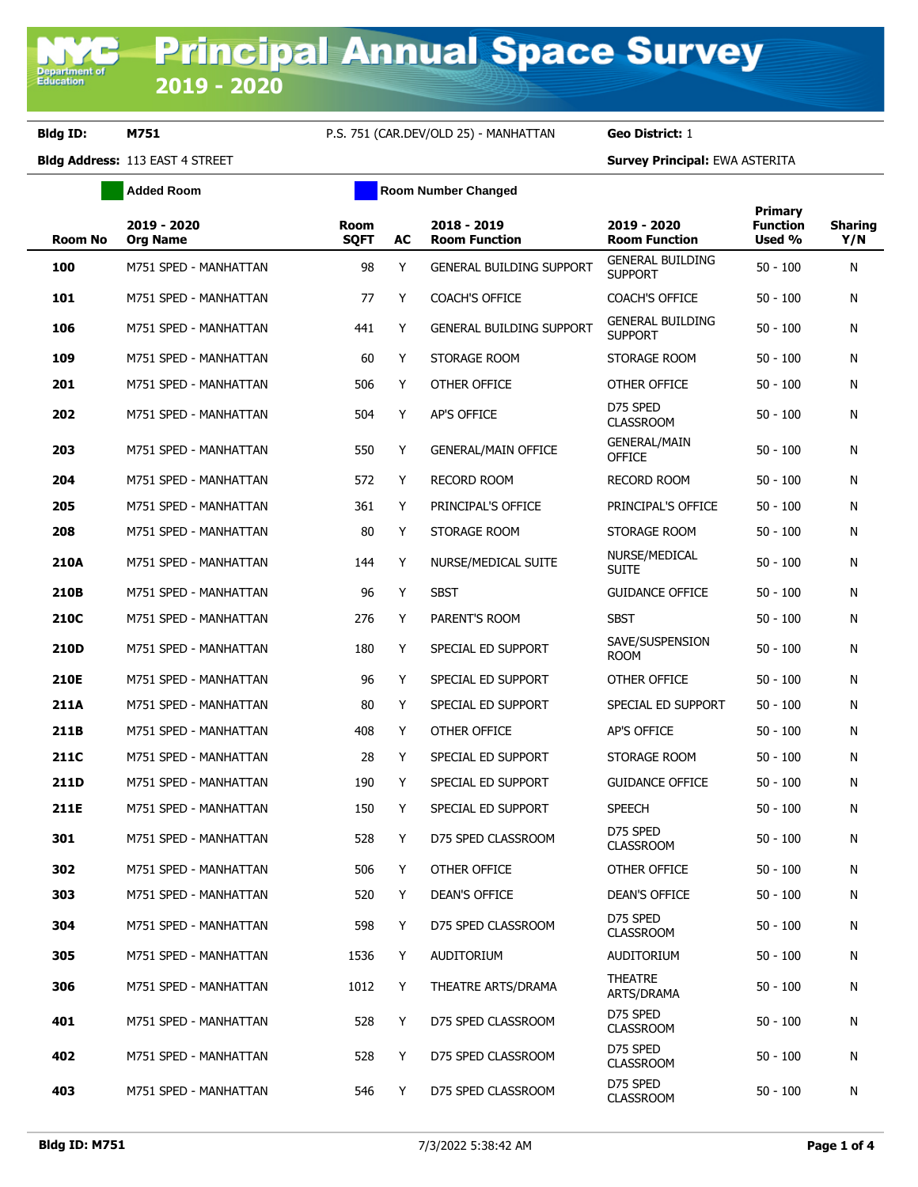# Principal Annual Space Survey 2019 - 2020

**Bldg ID:** M751 P.S. 751 (CAR.DEV/OLD 25) - MANHATTAN **Geo District:** 1

**Bldg Address:** 113 EAST 4 STREET **Survey Principal:** EWA ASTERITA

Added Room | Room Number Changed

| Room No | 2019 - 2020 Org Name | Room SQFT | AC | 2018 - 2019 Room Function | 2019 - 2020 Room Function | Primary Function Used % | Sharing Y/N |
|---|---|---|---|---|---|---|---|
| 100 | M751 SPED - MANHATTAN | 98 | Y | GENERAL BUILDING SUPPORT | GENERAL BUILDING SUPPORT | 50 - 100 | N |
| 101 | M751 SPED - MANHATTAN | 77 | Y | COACH'S OFFICE | COACH'S OFFICE | 50 - 100 | N |
| 106 | M751 SPED - MANHATTAN | 441 | Y | GENERAL BUILDING SUPPORT | GENERAL BUILDING SUPPORT | 50 - 100 | N |
| 109 | M751 SPED - MANHATTAN | 60 | Y | STORAGE ROOM | STORAGE ROOM | 50 - 100 | N |
| 201 | M751 SPED - MANHATTAN | 506 | Y | OTHER OFFICE | OTHER OFFICE | 50 - 100 | N |
| 202 | M751 SPED - MANHATTAN | 504 | Y | AP'S OFFICE | D75 SPED CLASSROOM | 50 - 100 | N |
| 203 | M751 SPED - MANHATTAN | 550 | Y | GENERAL/MAIN OFFICE | GENERAL/MAIN OFFICE | 50 - 100 | N |
| 204 | M751 SPED - MANHATTAN | 572 | Y | RECORD ROOM | RECORD ROOM | 50 - 100 | N |
| 205 | M751 SPED - MANHATTAN | 361 | Y | PRINCIPAL'S OFFICE | PRINCIPAL'S OFFICE | 50 - 100 | N |
| 208 | M751 SPED - MANHATTAN | 80 | Y | STORAGE ROOM | STORAGE ROOM | 50 - 100 | N |
| 210A | M751 SPED - MANHATTAN | 144 | Y | NURSE/MEDICAL SUITE | NURSE/MEDICAL SUITE | 50 - 100 | N |
| 210B | M751 SPED - MANHATTAN | 96 | Y | SBST | GUIDANCE OFFICE | 50 - 100 | N |
| 210C | M751 SPED - MANHATTAN | 276 | Y | PARENT'S ROOM | SBST | 50 - 100 | N |
| 210D | M751 SPED - MANHATTAN | 180 | Y | SPECIAL ED SUPPORT | SAVE/SUSPENSION ROOM | 50 - 100 | N |
| 210E | M751 SPED - MANHATTAN | 96 | Y | SPECIAL ED SUPPORT | OTHER OFFICE | 50 - 100 | N |
| 211A | M751 SPED - MANHATTAN | 80 | Y | SPECIAL ED SUPPORT | SPECIAL ED SUPPORT | 50 - 100 | N |
| 211B | M751 SPED - MANHATTAN | 408 | Y | OTHER OFFICE | AP'S OFFICE | 50 - 100 | N |
| 211C | M751 SPED - MANHATTAN | 28 | Y | SPECIAL ED SUPPORT | STORAGE ROOM | 50 - 100 | N |
| 211D | M751 SPED - MANHATTAN | 190 | Y | SPECIAL ED SUPPORT | GUIDANCE OFFICE | 50 - 100 | N |
| 211E | M751 SPED - MANHATTAN | 150 | Y | SPECIAL ED SUPPORT | SPEECH | 50 - 100 | N |
| 301 | M751 SPED - MANHATTAN | 528 | Y | D75 SPED CLASSROOM | D75 SPED CLASSROOM | 50 - 100 | N |
| 302 | M751 SPED - MANHATTAN | 506 | Y | OTHER OFFICE | OTHER OFFICE | 50 - 100 | N |
| 303 | M751 SPED - MANHATTAN | 520 | Y | DEAN'S OFFICE | DEAN'S OFFICE | 50 - 100 | N |
| 304 | M751 SPED - MANHATTAN | 598 | Y | D75 SPED CLASSROOM | D75 SPED CLASSROOM | 50 - 100 | N |
| 305 | M751 SPED - MANHATTAN | 1536 | Y | AUDITORIUM | AUDITORIUM | 50 - 100 | N |
| 306 | M751 SPED - MANHATTAN | 1012 | Y | THEATRE ARTS/DRAMA | THEATRE ARTS/DRAMA | 50 - 100 | N |
| 401 | M751 SPED - MANHATTAN | 528 | Y | D75 SPED CLASSROOM | D75 SPED CLASSROOM | 50 - 100 | N |
| 402 | M751 SPED - MANHATTAN | 528 | Y | D75 SPED CLASSROOM | D75 SPED CLASSROOM | 50 - 100 | N |
| 403 | M751 SPED - MANHATTAN | 546 | Y | D75 SPED CLASSROOM | D75 SPED CLASSROOM | 50 - 100 | N |

**Bldg ID: M751** 7/3/2022 5:38:42 AM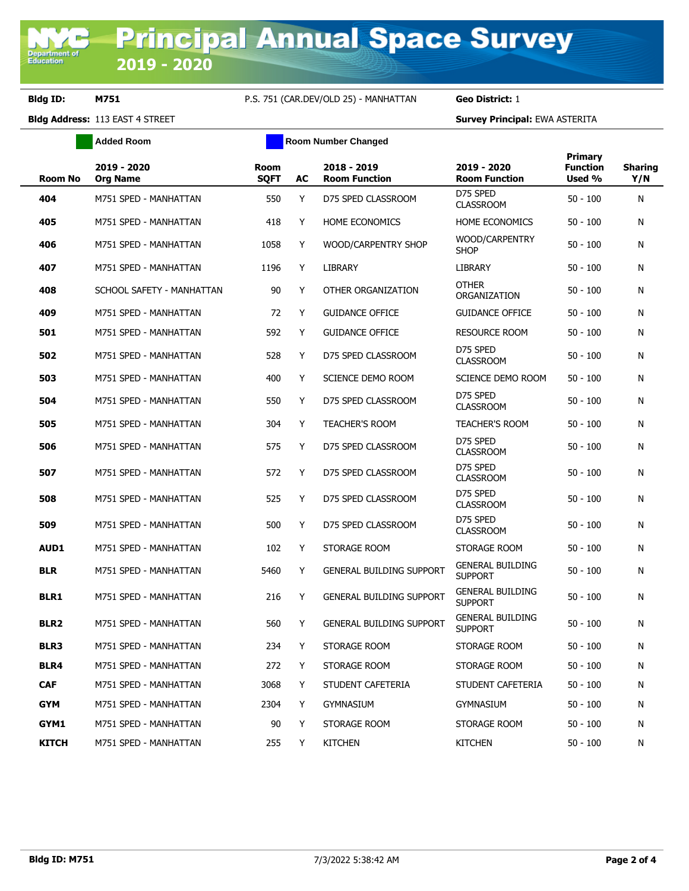# Principal Annual Space Survey 2019 - 2020

**Bldg ID:** M751 P.S. 751 (CAR.DEV/OLD 25) - MANHATTAN **Geo District:** 1

**Bldg Address:** 113 EAST 4 STREET **Survey Principal:** EWA ASTERITA

Added Room | Room Number Changed

| Room No | 2019 - 2020 Org Name | Room SQFT | AC | 2018 - 2019 Room Function | 2019 - 2020 Room Function | Primary Function Used % | Sharing Y/N |
|---|---|---|---|---|---|---|---|
| 404 | M751 SPED - MANHATTAN | 550 | Y | D75 SPED CLASSROOM | D75 SPED CLASSROOM | 50 - 100 | N |
| 405 | M751 SPED - MANHATTAN | 418 | Y | HOME ECONOMICS | HOME ECONOMICS | 50 - 100 | N |
| 406 | M751 SPED - MANHATTAN | 1058 | Y | WOOD/CARPENTRY SHOP | WOOD/CARPENTRY SHOP | 50 - 100 | N |
| 407 | M751 SPED - MANHATTAN | 1196 | Y | LIBRARY | LIBRARY | 50 - 100 | N |
| 408 | SCHOOL SAFETY - MANHATTAN | 90 | Y | OTHER ORGANIZATION | OTHER ORGANIZATION | 50 - 100 | N |
| 409 | M751 SPED - MANHATTAN | 72 | Y | GUIDANCE OFFICE | GUIDANCE OFFICE | 50 - 100 | N |
| 501 | M751 SPED - MANHATTAN | 592 | Y | GUIDANCE OFFICE | RESOURCE ROOM | 50 - 100 | N |
| 502 | M751 SPED - MANHATTAN | 528 | Y | D75 SPED CLASSROOM | D75 SPED CLASSROOM | 50 - 100 | N |
| 503 | M751 SPED - MANHATTAN | 400 | Y | SCIENCE DEMO ROOM | SCIENCE DEMO ROOM | 50 - 100 | N |
| 504 | M751 SPED - MANHATTAN | 550 | Y | D75 SPED CLASSROOM | D75 SPED CLASSROOM | 50 - 100 | N |
| 505 | M751 SPED - MANHATTAN | 304 | Y | TEACHER'S ROOM | TEACHER'S ROOM | 50 - 100 | N |
| 506 | M751 SPED - MANHATTAN | 575 | Y | D75 SPED CLASSROOM | D75 SPED CLASSROOM | 50 - 100 | N |
| 507 | M751 SPED - MANHATTAN | 572 | Y | D75 SPED CLASSROOM | D75 SPED CLASSROOM | 50 - 100 | N |
| 508 | M751 SPED - MANHATTAN | 525 | Y | D75 SPED CLASSROOM | D75 SPED CLASSROOM | 50 - 100 | N |
| 509 | M751 SPED - MANHATTAN | 500 | Y | D75 SPED CLASSROOM | D75 SPED CLASSROOM | 50 - 100 | N |
| AUD1 | M751 SPED - MANHATTAN | 102 | Y | STORAGE ROOM | STORAGE ROOM | 50 - 100 | N |
| BLR | M751 SPED - MANHATTAN | 5460 | Y | GENERAL BUILDING SUPPORT | GENERAL BUILDING SUPPORT | 50 - 100 | N |
| BLR1 | M751 SPED - MANHATTAN | 216 | Y | GENERAL BUILDING SUPPORT | GENERAL BUILDING SUPPORT | 50 - 100 | N |
| BLR2 | M751 SPED - MANHATTAN | 560 | Y | GENERAL BUILDING SUPPORT | GENERAL BUILDING SUPPORT | 50 - 100 | N |
| BLR3 | M751 SPED - MANHATTAN | 234 | Y | STORAGE ROOM | STORAGE ROOM | 50 - 100 | N |
| BLR4 | M751 SPED - MANHATTAN | 272 | Y | STORAGE ROOM | STORAGE ROOM | 50 - 100 | N |
| CAF | M751 SPED - MANHATTAN | 3068 | Y | STUDENT CAFETERIA | STUDENT CAFETERIA | 50 - 100 | N |
| GYM | M751 SPED - MANHATTAN | 2304 | Y | GYMNASIUM | GYMNASIUM | 50 - 100 | N |
| GYM1 | M751 SPED - MANHATTAN | 90 | Y | STORAGE ROOM | STORAGE ROOM | 50 - 100 | N |
| KITCH | M751 SPED - MANHATTAN | 255 | Y | KITCHEN | KITCHEN | 50 - 100 | N |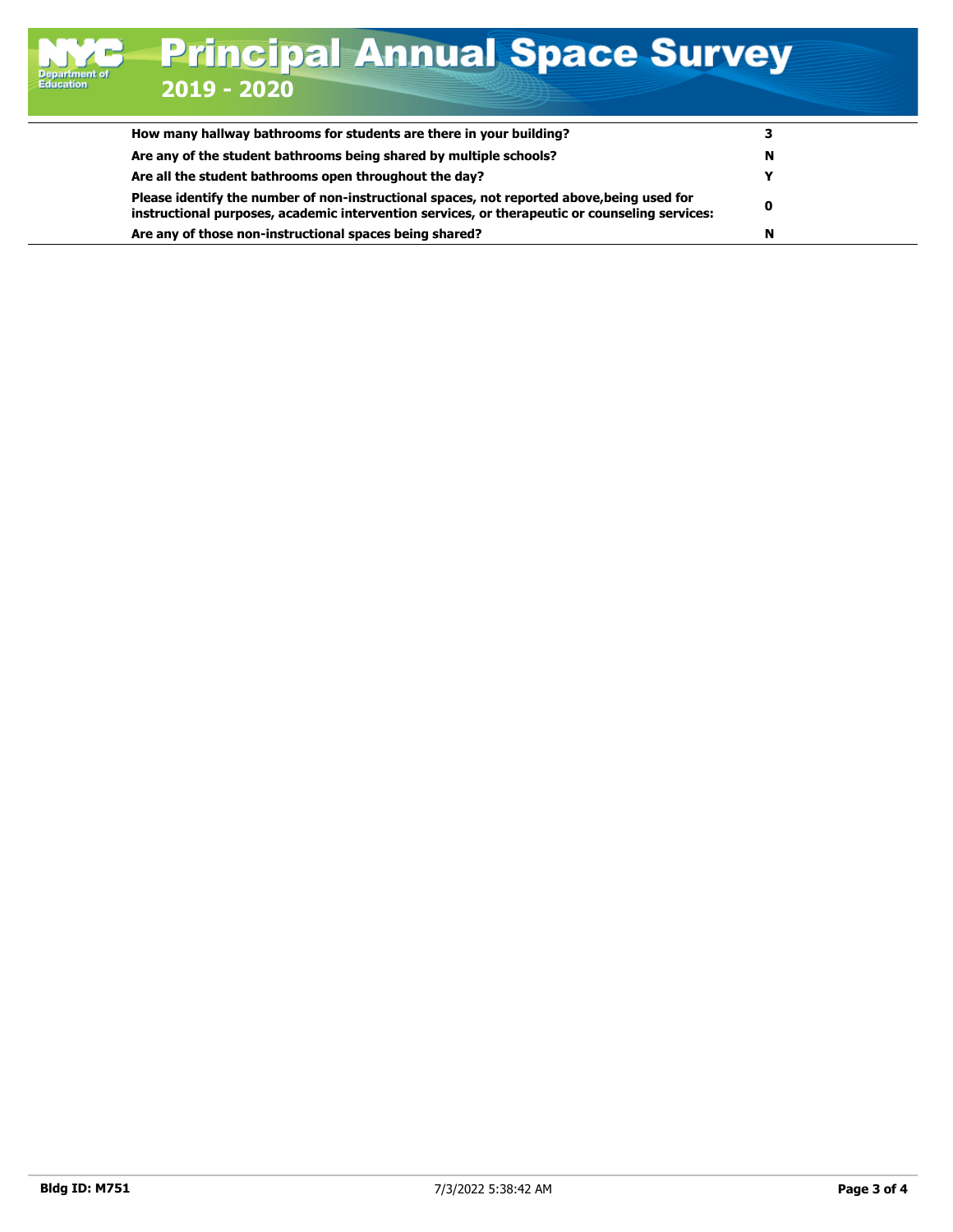# Principal Annual Space Survey

## 2019 - 2020

| | |
|---|---|
| **How many hallway bathrooms for students are there in your building?** | **3** |
| **Are any of the student bathrooms being shared by multiple schools?** | **N** |
| **Are all the student bathrooms open throughout the day?** | **Y** |
| **Please identify the number of non-instructional spaces, not reported above,being used for instructional purposes, academic intervention services, or therapeutic or counseling services:** | **0** |
| **Are any of those non-instructional spaces being shared?** | **N** |

**Bldg ID: M751** 7/3/2022 5:38:42 AM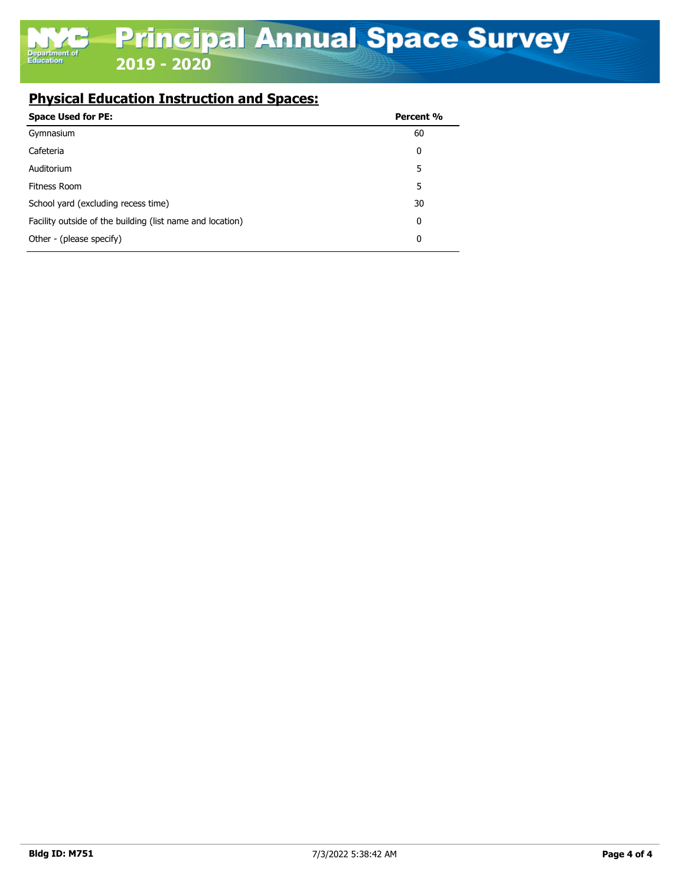## Physical Education Instruction and Spaces:

| Space Used for PE: | Percent % |
|---|---|
| Gymnasium | 60 |
| Cafeteria | 0 |
| Auditorium | 5 |
| Fitness Room | 5 |
| School yard (excluding recess time) | 30 |
| Facility outside of the building (list name and location) | 0 |
| Other - (please specify) | 0 |